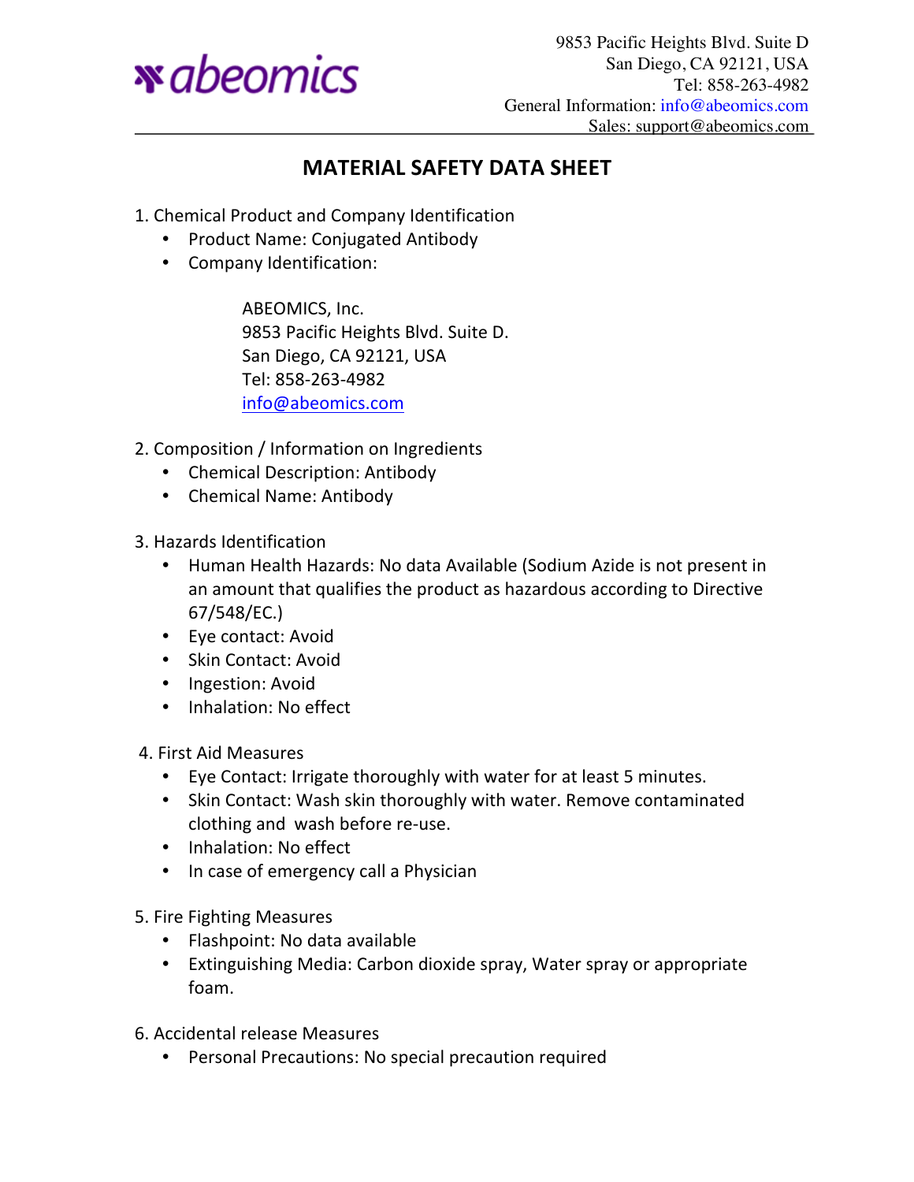abeomics

9853 Pacific Heights Blvd. Suite D
San Diego, CA 92121, USA
Tel: 858-263-4982
General Information: info@abeomics.com
Sales: support@abeomics.com

# MATERIAL SAFETY DATA SHEET

1. Chemical Product and Company Identification
   - Product Name: Conjugated Antibody
   - Company Identification:

     ABEOMICS, Inc.
     9853 Pacific Heights Blvd. Suite D.
     San Diego, CA 92121, USA
     Tel: 858-263-4982
     info@abeomics.com

2. Composition / Information on Ingredients
   - Chemical Description: Antibody
   - Chemical Name: Antibody

3. Hazards Identification
   - Human Health Hazards: No data Available (Sodium Azide is not present in an amount that qualifies the product as hazardous according to Directive 67/548/EC.)
   - Eye contact: Avoid
   - Skin Contact: Avoid
   - Ingestion: Avoid
   - Inhalation: No effect

4. First Aid Measures
   - Eye Contact: Irrigate thoroughly with water for at least 5 minutes.
   - Skin Contact: Wash skin thoroughly with water. Remove contaminated clothing and wash before re-use.
   - Inhalation: No effect
   - In case of emergency call a Physician

5. Fire Fighting Measures
   - Flashpoint: No data available
   - Extinguishing Media: Carbon dioxide spray, Water spray or appropriate foam.

6. Accidental release Measures
   - Personal Precautions: No special precaution required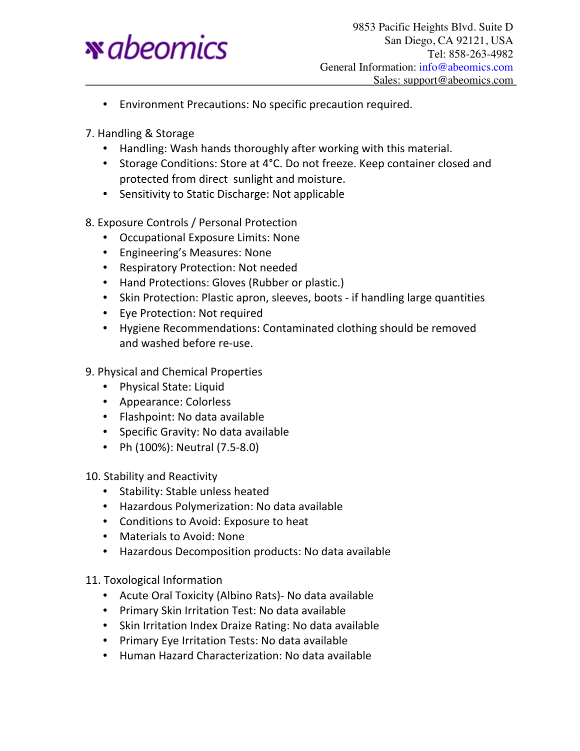- Environment Precautions: No specific precaution required.

7. Handling & Storage
    - Handling: Wash hands thoroughly after working with this material.
    - Storage Conditions: Store at 4°C. Do not freeze. Keep container closed and protected from direct sunlight and moisture.
    - Sensitivity to Static Discharge: Not applicable

8. Exposure Controls / Personal Protection
    - Occupational Exposure Limits: None
    - Engineering's Measures: None
    - Respiratory Protection: Not needed
    - Hand Protections: Gloves (Rubber or plastic.)
    - Skin Protection: Plastic apron, sleeves, boots - if handling large quantities
    - Eye Protection: Not required
    - Hygiene Recommendations: Contaminated clothing should be removed and washed before re-use.

9. Physical and Chemical Properties
    - Physical State: Liquid
    - Appearance: Colorless
    - Flashpoint: No data available
    - Specific Gravity: No data available
    - Ph (100%): Neutral (7.5-8.0)

10. Stability and Reactivity
    - Stability: Stable unless heated
    - Hazardous Polymerization: No data available
    - Conditions to Avoid: Exposure to heat
    - Materials to Avoid: None
    - Hazardous Decomposition products: No data available

11. Toxological Information
    - Acute Oral Toxicity (Albino Rats)- No data available
    - Primary Skin Irritation Test: No data available
    - Skin Irritation Index Draize Rating: No data available
    - Primary Eye Irritation Tests: No data available
    - Human Hazard Characterization: No data available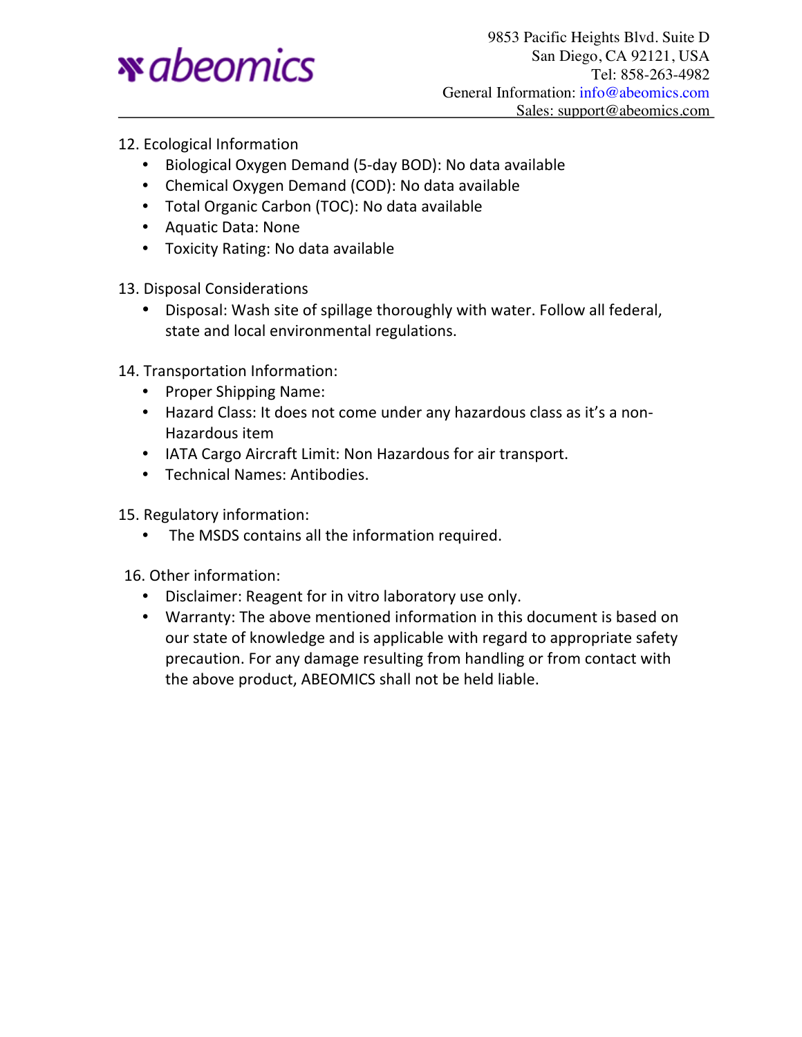12. Ecological Information

- Biological Oxygen Demand (5-day BOD): No data available
- Chemical Oxygen Demand (COD): No data available
- Total Organic Carbon (TOC): No data available
- Aquatic Data: None
- Toxicity Rating: No data available

13. Disposal Considerations

- Disposal: Wash site of spillage thoroughly with water. Follow all federal, state and local environmental regulations.

14. Transportation Information:

- Proper Shipping Name:
- Hazard Class: It does not come under any hazardous class as it's a non-Hazardous item
- IATA Cargo Aircraft Limit: Non Hazardous for air transport.
- Technical Names: Antibodies.

15. Regulatory information:

- The MSDS contains all the information required.

16. Other information:

- Disclaimer: Reagent for in vitro laboratory use only.
- Warranty: The above mentioned information in this document is based on our state of knowledge and is applicable with regard to appropriate safety precaution. For any damage resulting from handling or from contact with the above product, ABEOMICS shall not be held liable.